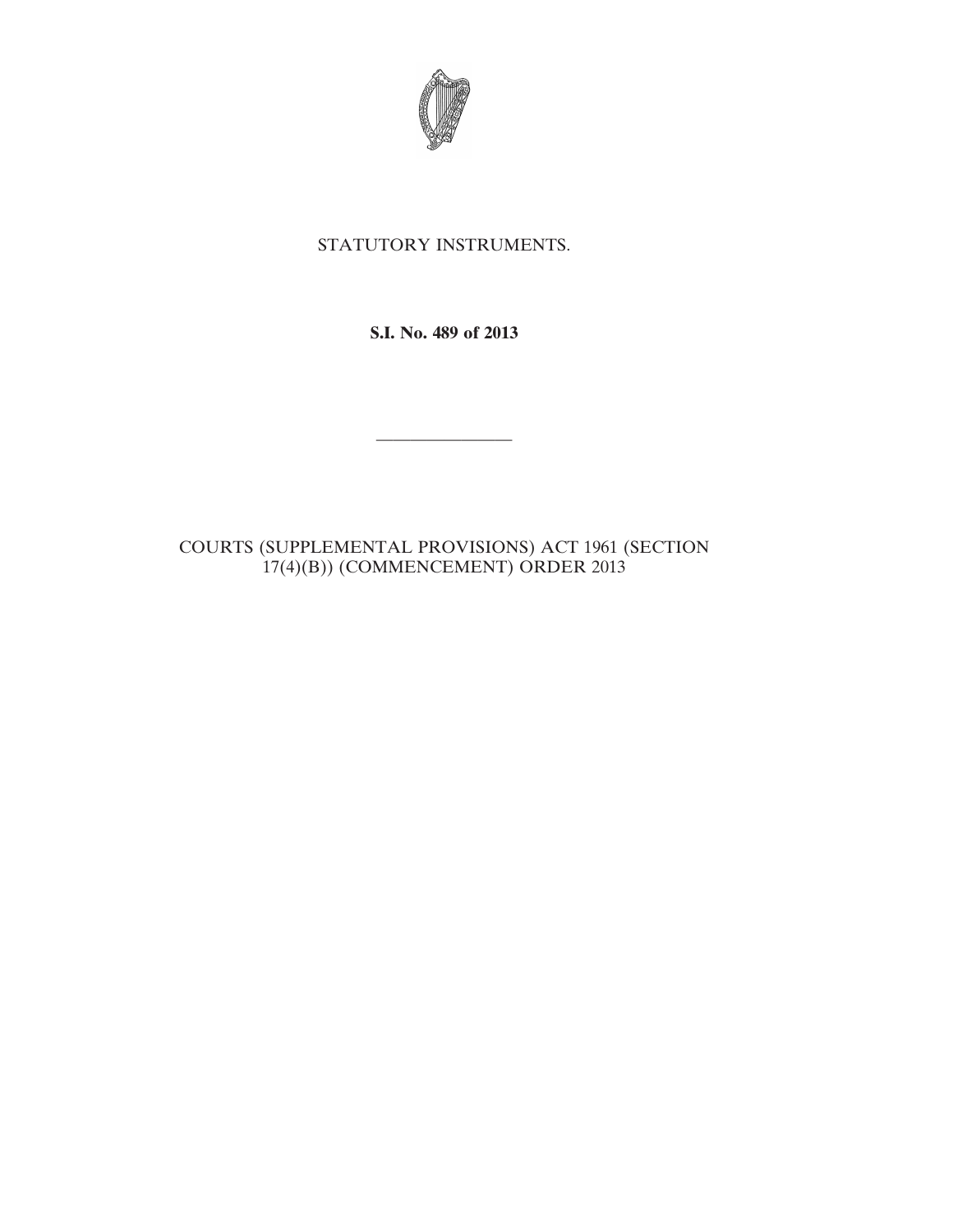STATUTORY INSTRUMENTS.

**S.I. No. 489 of 2013**

---

COURTS (SUPPLEMENTAL PROVISIONS) ACT 1961 (SECTION 17(4)(B)) (COMMENCEMENT) ORDER 2013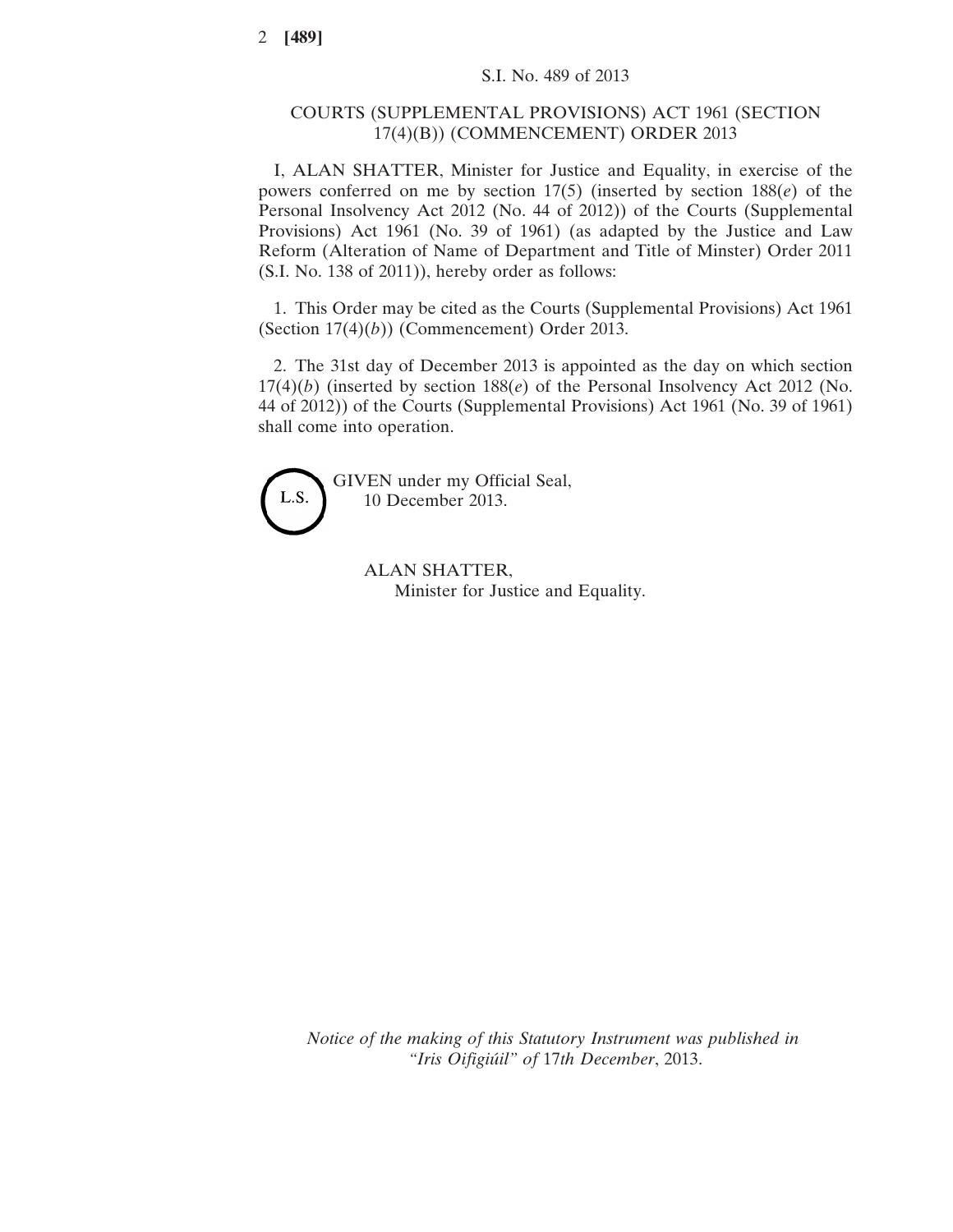S.I. No. 489 of 2013

# COURTS (SUPPLEMENTAL PROVISIONS) ACT 1961 (SECTION 17(4)(B)) (COMMENCEMENT) ORDER 2013

I, ALAN SHATTER, Minister for Justice and Equality, in exercise of the powers conferred on me by section 17(5) (inserted by section 188(*e*) of the Personal Insolvency Act 2012 (No. 44 of 2012)) of the Courts (Supplemental Provisions) Act 1961 (No. 39 of 1961) (as adapted by the Justice and Law Reform (Alteration of Name of Department and Title of Minster) Order 2011 (S.I. No. 138 of 2011)), hereby order as follows:

1. This Order may be cited as the Courts (Supplemental Provisions) Act 1961 (Section 17(4)(*b*)) (Commencement) Order 2013.

2. The 31st day of December 2013 is appointed as the day on which section 17(4)(*b*) (inserted by section 188(*e*) of the Personal Insolvency Act 2012 (No. 44 of 2012)) of the Courts (Supplemental Provisions) Act 1961 (No. 39 of 1961) shall come into operation.

L.S.

GIVEN under my Official Seal,
10 December 2013.

ALAN SHATTER,
Minister for Justice and Equality.

*Notice of the making of this Statutory Instrument was published in "Iris Oifigiúil" of 17th December, 2013.*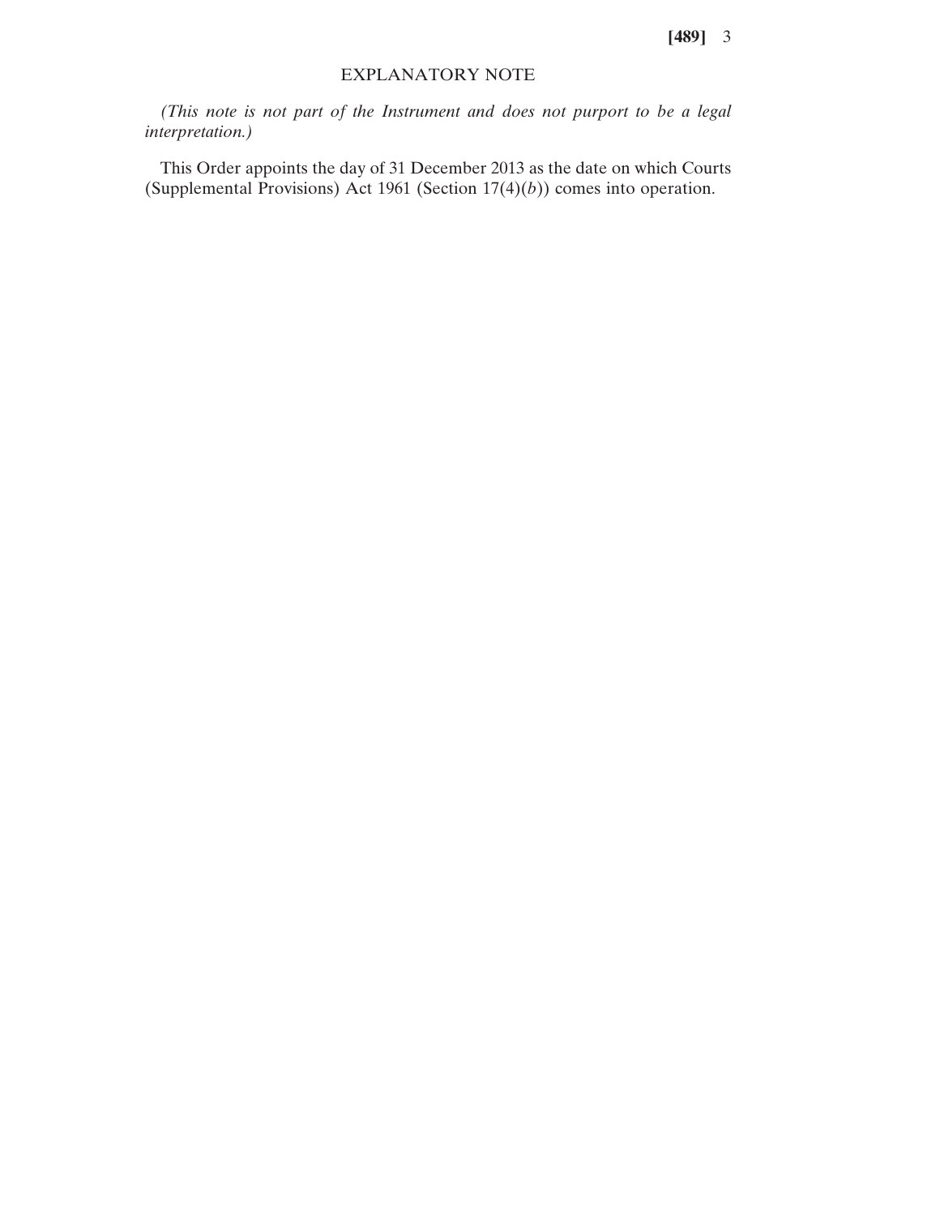## EXPLANATORY NOTE

*(This note is not part of the Instrument and does not purport to be a legal interpretation.)*

This Order appoints the day of 31 December 2013 as the date on which Courts (Supplemental Provisions) Act 1961 (Section 17(4)(*b*)) comes into operation.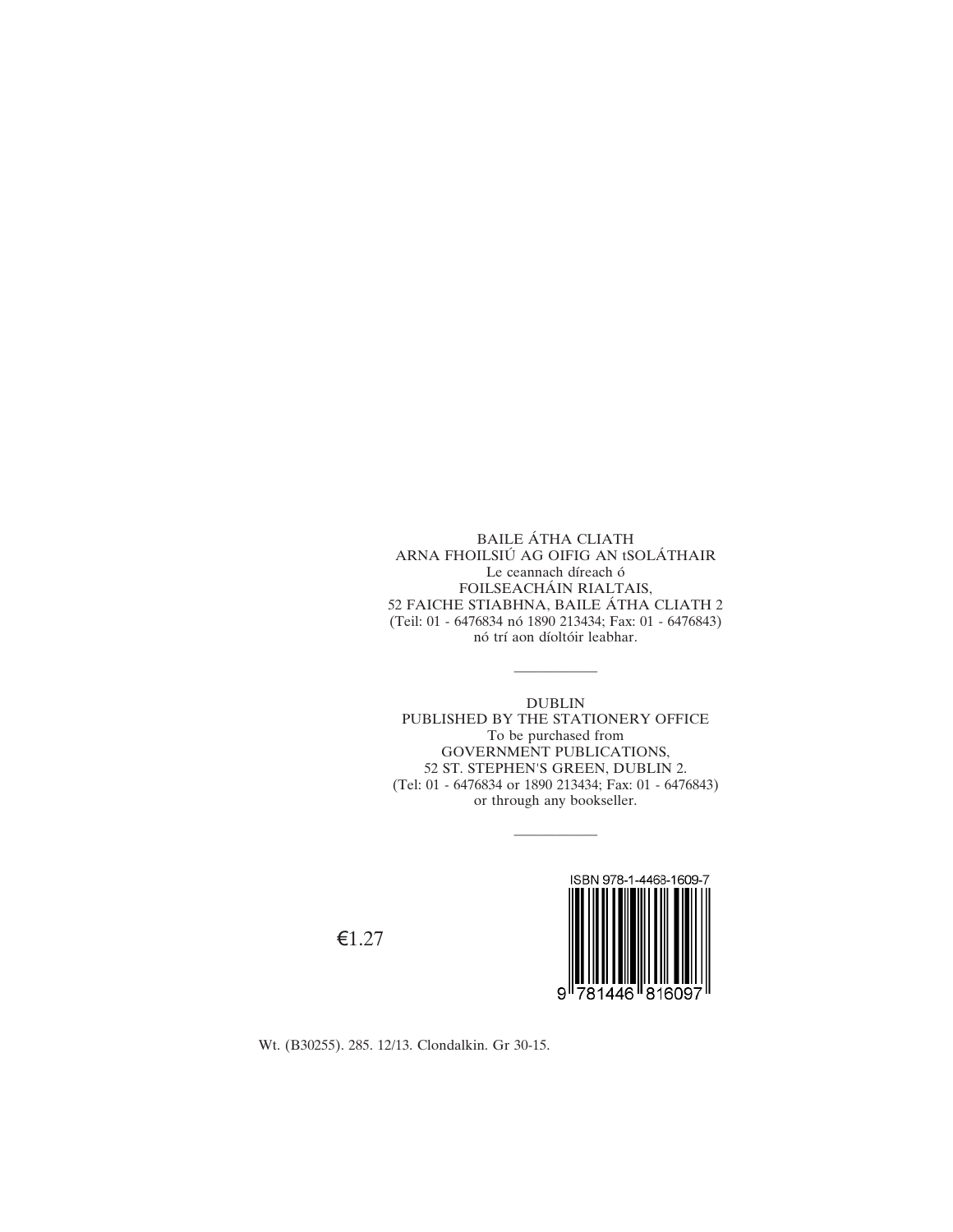BAILE ÁTHA CLIATH
ARNA FHOILSIÚ AG OIFIG AN tSOLÁTHAIR
Le ceannach díreach ó
FOILSEACHÁIN RIALTAIS,
52 FAICHE STIABHNA, BAILE ÁTHA CLIATH 2
(Teil: 01 - 6476834 nó 1890 213434; Fax: 01 - 6476843)
nó trí aon díoltóir leabhar.

---

DUBLIN
PUBLISHED BY THE STATIONERY OFFICE
To be purchased from
GOVERNMENT PUBLICATIONS,
52 ST. STEPHEN'S GREEN, DUBLIN 2.
(Tel: 01 - 6476834 or 1890 213434; Fax: 01 - 6476843)
or through any bookseller.

---

ISBN 978-1-4468-1609-7

€1.27

9 781446 816097

Wt. (B30255). 285. 12/13. Clondalkin. Gr 30-15.